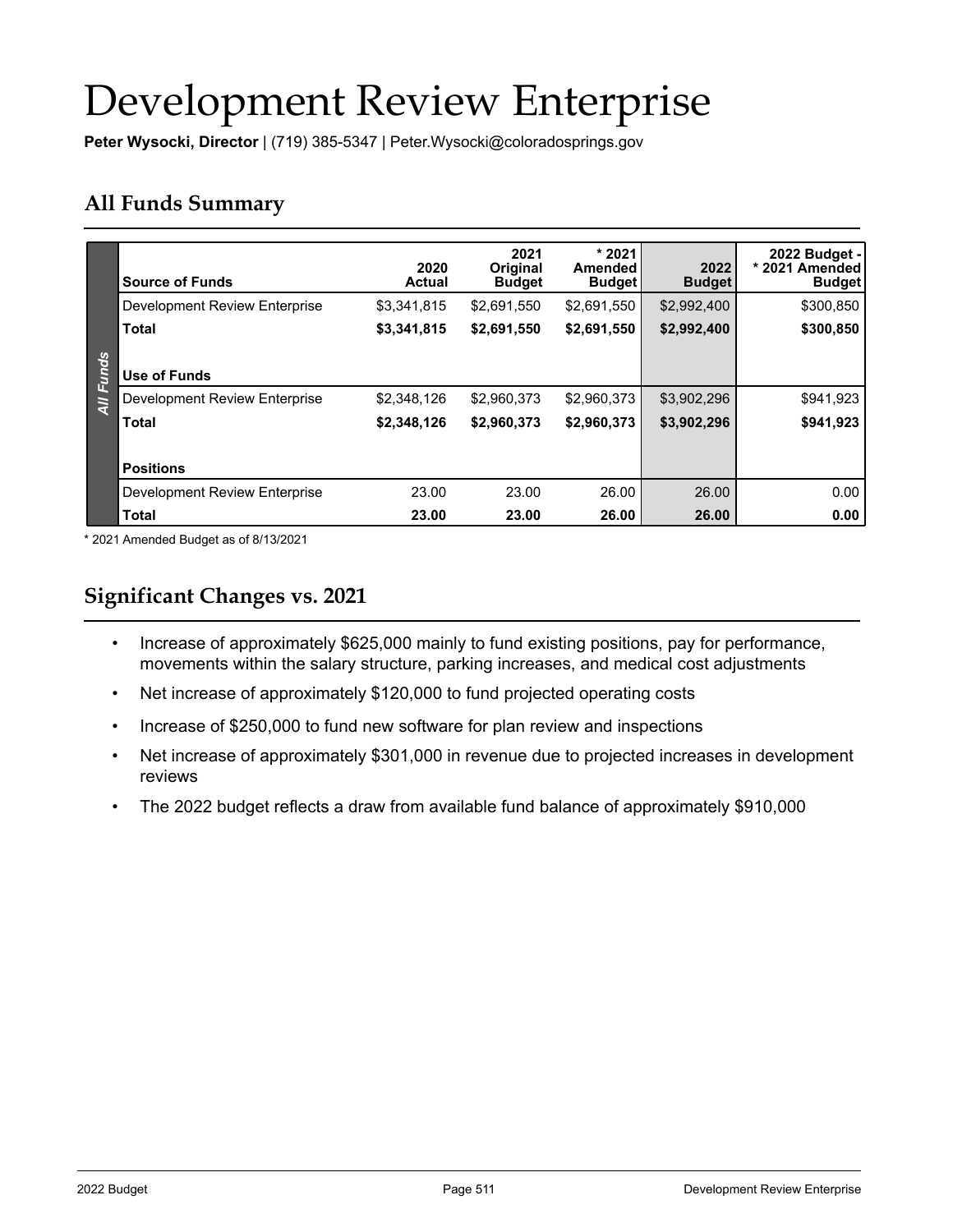# Development Review Enterprise

**Peter Wysocki, Director** | (719) 385-5347 | Peter.Wysocki@coloradosprings.gov

## All Funds Summary

| Source of Funds | 2020 Actual | 2021 Original Budget | * 2021 Amended Budget | 2022 Budget | 2022 Budget - * 2021 Amended Budget |
|---|---|---|---|---|---|
| Development Review Enterprise | $3,341,815 | $2,691,550 | $2,691,550 | $2,992,400 | $300,850 |
| **Total** | **$3,341,815** | **$2,691,550** | **$2,691,550** | **$2,992,400** | **$300,850** |
| **Use of Funds** | | | | | |
| Development Review Enterprise | $2,348,126 | $2,960,373 | $2,960,373 | $3,902,296 | $941,923 |
| **Total** | **$2,348,126** | **$2,960,373** | **$2,960,373** | **$3,902,296** | **$941,923** |
| **Positions** | | | | | |
| Development Review Enterprise | 23.00 | 23.00 | 26.00 | 26.00 | 0.00 |
| **Total** | **23.00** | **23.00** | **26.00** | **26.00** | **0.00** |

* 2021 Amended Budget as of 8/13/2021

## Significant Changes vs. 2021

- Increase of approximately $625,000 mainly to fund existing positions, pay for performance, movements within the salary structure, parking increases, and medical cost adjustments
- Net increase of approximately $120,000 to fund projected operating costs
- Increase of $250,000 to fund new software for plan review and inspections
- Net increase of approximately $301,000 in revenue due to projected increases in development reviews
- The 2022 budget reflects a draw from available fund balance of approximately $910,000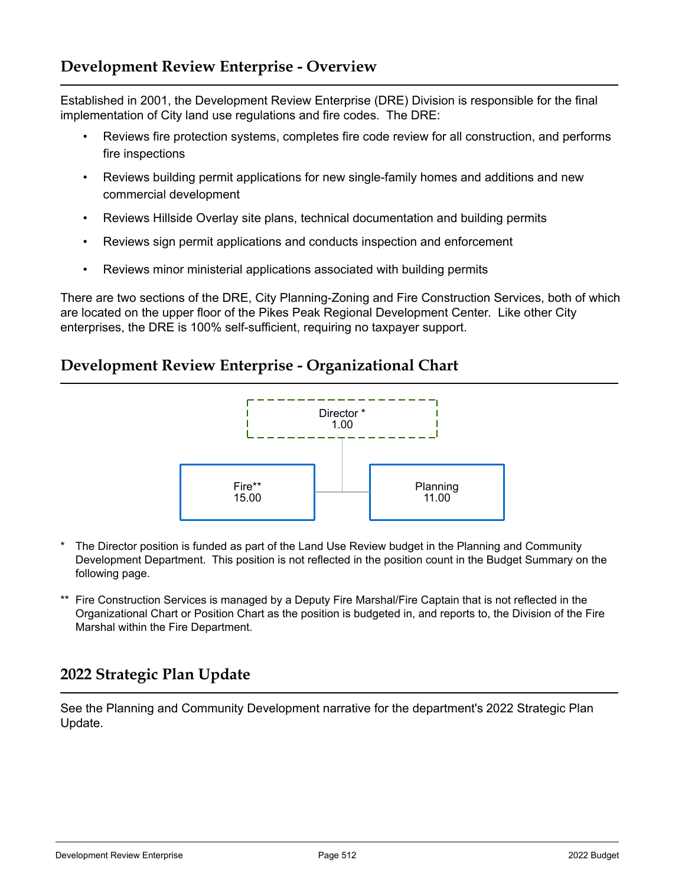## Development Review Enterprise - Overview

Established in 2001, the Development Review Enterprise (DRE) Division is responsible for the final implementation of City land use regulations and fire codes. The DRE:

- Reviews fire protection systems, completes fire code review for all construction, and performs fire inspections
- Reviews building permit applications for new single-family homes and additions and new commercial development
- Reviews Hillside Overlay site plans, technical documentation and building permits
- Reviews sign permit applications and conducts inspection and enforcement
- Reviews minor ministerial applications associated with building permits

There are two sections of the DRE, City Planning-Zoning and Fire Construction Services, both of which are located on the upper floor of the Pikes Peak Regional Development Center. Like other City enterprises, the DRE is 100% self-sufficient, requiring no taxpayer support.

## Development Review Enterprise - Organizational Chart

Director *
1.00

Fire**
15.00

Planning
11.00

\* The Director position is funded as part of the Land Use Review budget in the Planning and Community Development Department. This position is not reflected in the position count in the Budget Summary on the following page.

\*\* Fire Construction Services is managed by a Deputy Fire Marshal/Fire Captain that is not reflected in the Organizational Chart or Position Chart as the position is budgeted in, and reports to, the Division of the Fire Marshal within the Fire Department.

## 2022 Strategic Plan Update

See the Planning and Community Development narrative for the department's 2022 Strategic Plan Update.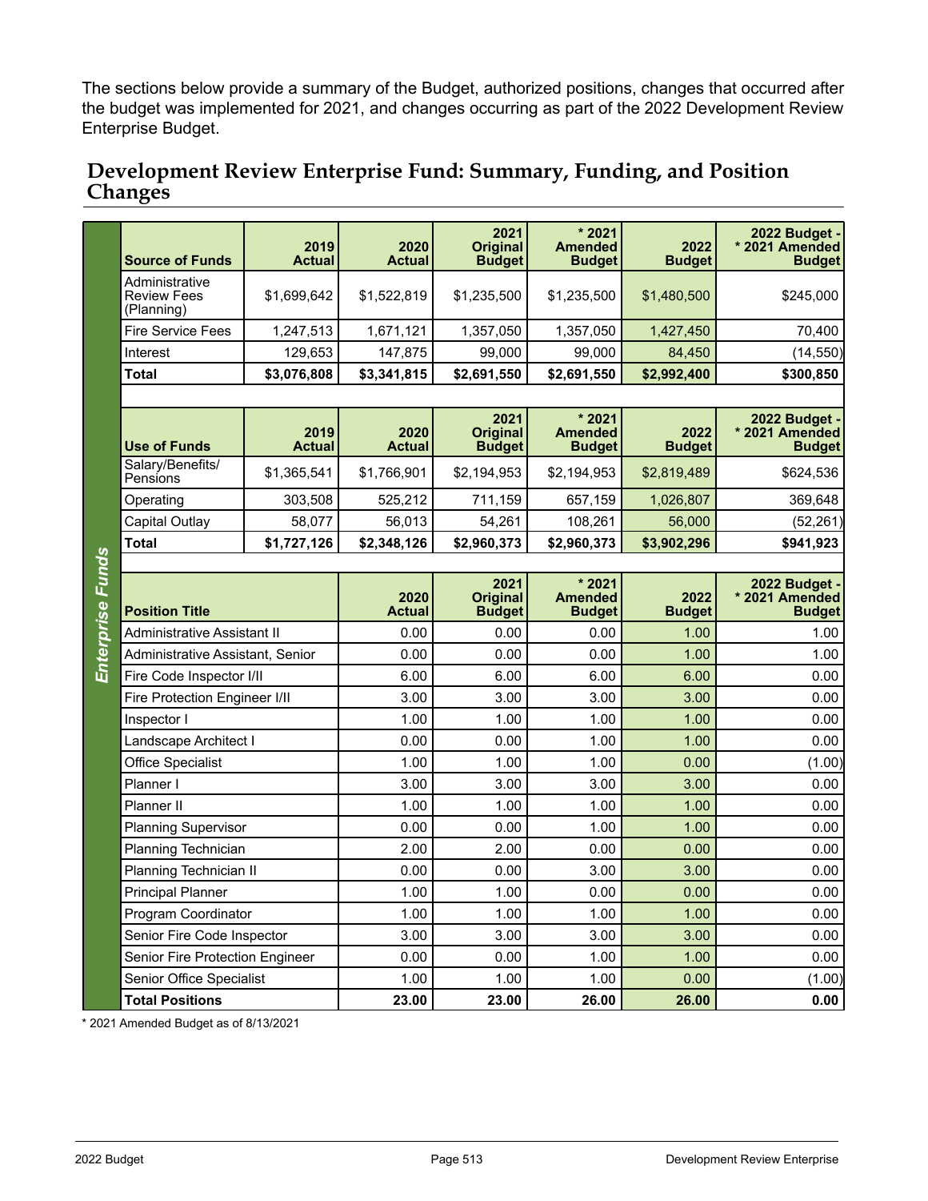The sections below provide a summary of the Budget, authorized positions, changes that occurred after the budget was implemented for 2021, and changes occurring as part of the 2022 Development Review Enterprise Budget.

## Development Review Enterprise Fund: Summary, Funding, and Position Changes

*Enterprise Funds*

| Source of Funds | 2019 Actual | 2020 Actual | 2021 Original Budget | * 2021 Amended Budget | 2022 Budget | 2022 Budget - * 2021 Amended Budget |
|---|---|---|---|---|---|---|
| Administrative Review Fees (Planning) | $1,699,642 | $1,522,819 | $1,235,500 | $1,235,500 | $1,480,500 | $245,000 |
| Fire Service Fees | 1,247,513 | 1,671,121 | 1,357,050 | 1,357,050 | 1,427,450 | 70,400 |
| Interest | 129,653 | 147,875 | 99,000 | 99,000 | 84,450 | (14,550) |
| **Total** | **$3,076,808** | **$3,341,815** | **$2,691,550** | **$2,691,550** | **$2,992,400** | **$300,850** |

| Use of Funds | 2019 Actual | 2020 Actual | 2021 Original Budget | * 2021 Amended Budget | 2022 Budget | 2022 Budget - * 2021 Amended Budget |
|---|---|---|---|---|---|---|
| Salary/Benefits/ Pensions | $1,365,541 | $1,766,901 | $2,194,953 | $2,194,953 | $2,819,489 | $624,536 |
| Operating | 303,508 | 525,212 | 711,159 | 657,159 | 1,026,807 | 369,648 |
| Capital Outlay | 58,077 | 56,013 | 54,261 | 108,261 | 56,000 | (52,261) |
| **Total** | **$1,727,126** | **$2,348,126** | **$2,960,373** | **$2,960,373** | **$3,902,296** | **$941,923** |

| Position Title | 2020 Actual | 2021 Original Budget | * 2021 Amended Budget | 2022 Budget | 2022 Budget - * 2021 Amended Budget |
|---|---|---|---|---|---|
| Administrative Assistant II | 0.00 | 0.00 | 0.00 | 1.00 | 1.00 |
| Administrative Assistant, Senior | 0.00 | 0.00 | 0.00 | 1.00 | 1.00 |
| Fire Code Inspector I/II | 6.00 | 6.00 | 6.00 | 6.00 | 0.00 |
| Fire Protection Engineer I/II | 3.00 | 3.00 | 3.00 | 3.00 | 0.00 |
| Inspector I | 1.00 | 1.00 | 1.00 | 1.00 | 0.00 |
| Landscape Architect I | 0.00 | 0.00 | 1.00 | 1.00 | 0.00 |
| Office Specialist | 1.00 | 1.00 | 1.00 | 0.00 | (1.00) |
| Planner I | 3.00 | 3.00 | 3.00 | 3.00 | 0.00 |
| Planner II | 1.00 | 1.00 | 1.00 | 1.00 | 0.00 |
| Planning Supervisor | 0.00 | 0.00 | 1.00 | 1.00 | 0.00 |
| Planning Technician | 2.00 | 2.00 | 0.00 | 0.00 | 0.00 |
| Planning Technician II | 0.00 | 0.00 | 3.00 | 3.00 | 0.00 |
| Principal Planner | 1.00 | 1.00 | 0.00 | 0.00 | 0.00 |
| Program Coordinator | 1.00 | 1.00 | 1.00 | 1.00 | 0.00 |
| Senior Fire Code Inspector | 3.00 | 3.00 | 3.00 | 3.00 | 0.00 |
| Senior Fire Protection Engineer | 0.00 | 0.00 | 1.00 | 1.00 | 0.00 |
| Senior Office Specialist | 1.00 | 1.00 | 1.00 | 0.00 | (1.00) |
| **Total Positions** | **23.00** | **23.00** | **26.00** | **26.00** | **0.00** |

* 2021 Amended Budget as of 8/13/2021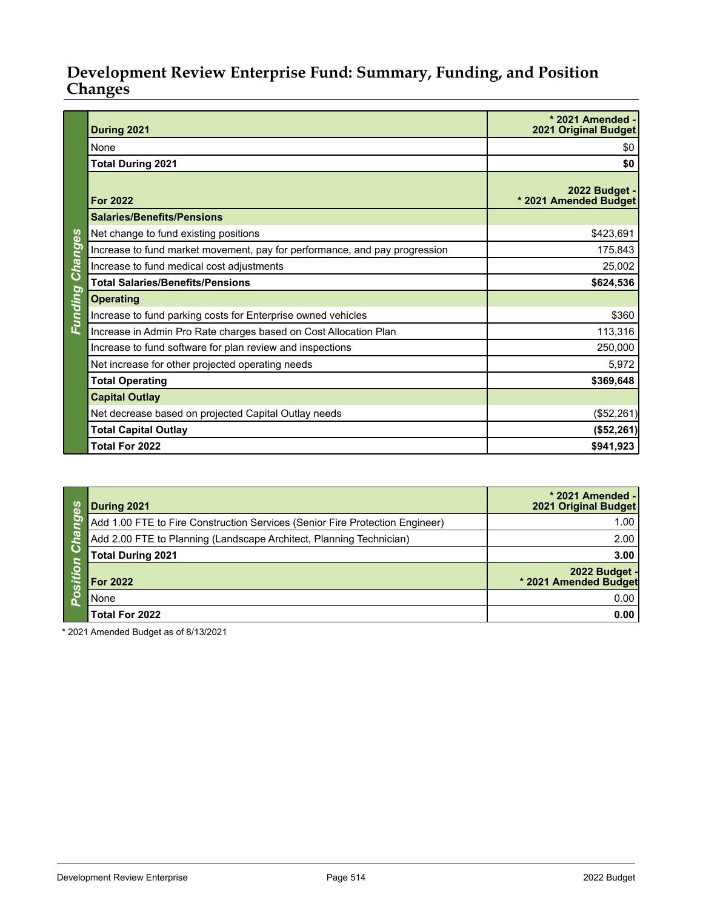## Development Review Enterprise Fund: Summary, Funding, and Position Changes

**Funding Changes**

| During 2021 | * 2021 Amended - 2021 Original Budget |
|---|---|
| None | $0 |
| **Total During 2021** | **$0** |
| **For 2022** | **2022 Budget - * 2021 Amended Budget** |
| **Salaries/Benefits/Pensions** | |
| Net change to fund existing positions | $423,691 |
| Increase to fund market movement, pay for performance, and pay progression | 175,843 |
| Increase to fund medical cost adjustments | 25,002 |
| **Total Salaries/Benefits/Pensions** | **$624,536** |
| **Operating** | |
| Increase to fund parking costs for Enterprise owned vehicles | $360 |
| Increase in Admin Pro Rate charges based on Cost Allocation Plan | 113,316 |
| Increase to fund software for plan review and inspections | 250,000 |
| Net increase for other projected operating needs | 5,972 |
| **Total Operating** | **$369,648** |
| **Capital Outlay** | |
| Net decrease based on projected Capital Outlay needs | ($52,261) |
| **Total Capital Outlay** | **($52,261)** |
| **Total For 2022** | **$941,923** |

**Position Changes**

| During 2021 | * 2021 Amended - 2021 Original Budget |
|---|---|
| Add 1.00 FTE to Fire Construction Services (Senior Fire Protection Engineer) | 1.00 |
| Add 2.00 FTE to Planning (Landscape Architect, Planning Technician) | 2.00 |
| **Total During 2021** | **3.00** |
| **For 2022** | **2022 Budget - * 2021 Amended Budget** |
| None | 0.00 |
| **Total For 2022** | **0.00** |

* 2021 Amended Budget as of 8/13/2021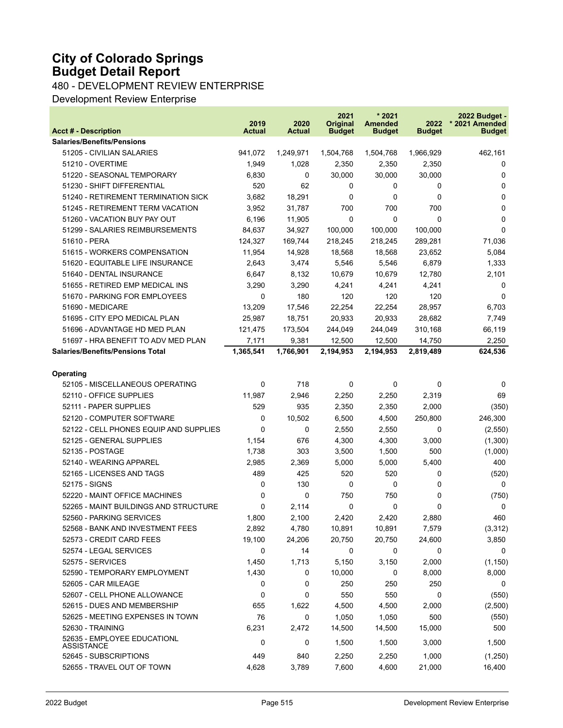# City of Colorado Springs
# Budget Detail Report

480 - DEVELOPMENT REVIEW ENTERPRISE

Development Review Enterprise

| Acct # - Description | 2019 Actual | 2020 Actual | 2021 Original Budget | * 2021 Amended Budget | 2022 Budget | 2022 Budget - * 2021 Amended Budget |
|---|---|---|---|---|---|---|
| **Salaries/Benefits/Pensions** | | | | | | |
| 51205 - CIVILIAN SALARIES | 941,072 | 1,249,971 | 1,504,768 | 1,504,768 | 1,966,929 | 462,161 |
| 51210 - OVERTIME | 1,949 | 1,028 | 2,350 | 2,350 | 2,350 | 0 |
| 51220 - SEASONAL TEMPORARY | 6,830 | 0 | 30,000 | 30,000 | 30,000 | 0 |
| 51230 - SHIFT DIFFERENTIAL | 520 | 62 | 0 | 0 | 0 | 0 |
| 51240 - RETIREMENT TERMINATION SICK | 3,682 | 18,291 | 0 | 0 | 0 | 0 |
| 51245 - RETIREMENT TERM VACATION | 3,952 | 31,787 | 700 | 700 | 700 | 0 |
| 51260 - VACATION BUY PAY OUT | 6,196 | 11,905 | 0 | 0 | 0 | 0 |
| 51299 - SALARIES REIMBURSEMENTS | 84,637 | 34,927 | 100,000 | 100,000 | 100,000 | 0 |
| 51610 - PERA | 124,327 | 169,744 | 218,245 | 218,245 | 289,281 | 71,036 |
| 51615 - WORKERS COMPENSATION | 11,954 | 14,928 | 18,568 | 18,568 | 23,652 | 5,084 |
| 51620 - EQUITABLE LIFE INSURANCE | 2,643 | 3,474 | 5,546 | 5,546 | 6,879 | 1,333 |
| 51640 - DENTAL INSURANCE | 6,647 | 8,132 | 10,679 | 10,679 | 12,780 | 2,101 |
| 51655 - RETIRED EMP MEDICAL INS | 3,290 | 3,290 | 4,241 | 4,241 | 4,241 | 0 |
| 51670 - PARKING FOR EMPLOYEES | 0 | 180 | 120 | 120 | 120 | 0 |
| 51690 - MEDICARE | 13,209 | 17,546 | 22,254 | 22,254 | 28,957 | 6,703 |
| 51695 - CITY EPO MEDICAL PLAN | 25,987 | 18,751 | 20,933 | 20,933 | 28,682 | 7,749 |
| 51696 - ADVANTAGE HD MED PLAN | 121,475 | 173,504 | 244,049 | 244,049 | 310,168 | 66,119 |
| 51697 - HRA BENEFIT TO ADV MED PLAN | 7,171 | 9,381 | 12,500 | 12,500 | 14,750 | 2,250 |
| **Salaries/Benefits/Pensions Total** | **1,365,541** | **1,766,901** | **2,194,953** | **2,194,953** | **2,819,489** | **624,536** |
| **Operating** | | | | | | |
| 52105 - MISCELLANEOUS OPERATING | 0 | 718 | 0 | 0 | 0 | 0 |
| 52110 - OFFICE SUPPLIES | 11,987 | 2,946 | 2,250 | 2,250 | 2,319 | 69 |
| 52111 - PAPER SUPPLIES | 529 | 935 | 2,350 | 2,350 | 2,000 | (350) |
| 52120 - COMPUTER SOFTWARE | 0 | 10,502 | 6,500 | 4,500 | 250,800 | 246,300 |
| 52122 - CELL PHONES EQUIP AND SUPPLIES | 0 | 0 | 2,550 | 2,550 | 0 | (2,550) |
| 52125 - GENERAL SUPPLIES | 1,154 | 676 | 4,300 | 4,300 | 3,000 | (1,300) |
| 52135 - POSTAGE | 1,738 | 303 | 3,500 | 1,500 | 500 | (1,000) |
| 52140 - WEARING APPAREL | 2,985 | 2,369 | 5,000 | 5,000 | 5,400 | 400 |
| 52165 - LICENSES AND TAGS | 489 | 425 | 520 | 520 | 0 | (520) |
| 52175 - SIGNS | 0 | 130 | 0 | 0 | 0 | 0 |
| 52220 - MAINT OFFICE MACHINES | 0 | 0 | 750 | 750 | 0 | (750) |
| 52265 - MAINT BUILDINGS AND STRUCTURE | 0 | 2,114 | 0 | 0 | 0 | 0 |
| 52560 - PARKING SERVICES | 1,800 | 2,100 | 2,420 | 2,420 | 2,880 | 460 |
| 52568 - BANK AND INVESTMENT FEES | 2,892 | 4,780 | 10,891 | 10,891 | 7,579 | (3,312) |
| 52573 - CREDIT CARD FEES | 19,100 | 24,206 | 20,750 | 20,750 | 24,600 | 3,850 |
| 52574 - LEGAL SERVICES | 0 | 14 | 0 | 0 | 0 | 0 |
| 52575 - SERVICES | 1,450 | 1,713 | 5,150 | 3,150 | 2,000 | (1,150) |
| 52590 - TEMPORARY EMPLOYMENT | 1,430 | 0 | 10,000 | 0 | 8,000 | 8,000 |
| 52605 - CAR MILEAGE | 0 | 0 | 250 | 250 | 250 | 0 |
| 52607 - CELL PHONE ALLOWANCE | 0 | 0 | 550 | 550 | 0 | (550) |
| 52615 - DUES AND MEMBERSHIP | 655 | 1,622 | 4,500 | 4,500 | 2,000 | (2,500) |
| 52625 - MEETING EXPENSES IN TOWN | 76 | 0 | 1,050 | 1,050 | 500 | (550) |
| 52630 - TRAINING | 6,231 | 2,472 | 14,500 | 14,500 | 15,000 | 500 |
| 52635 - EMPLOYEE EDUCATIONL ASSISTANCE | 0 | 0 | 1,500 | 1,500 | 3,000 | 1,500 |
| 52645 - SUBSCRIPTIONS | 449 | 840 | 2,250 | 2,250 | 1,000 | (1,250) |
| 52655 - TRAVEL OUT OF TOWN | 4,628 | 3,789 | 7,600 | 4,600 | 21,000 | 16,400 |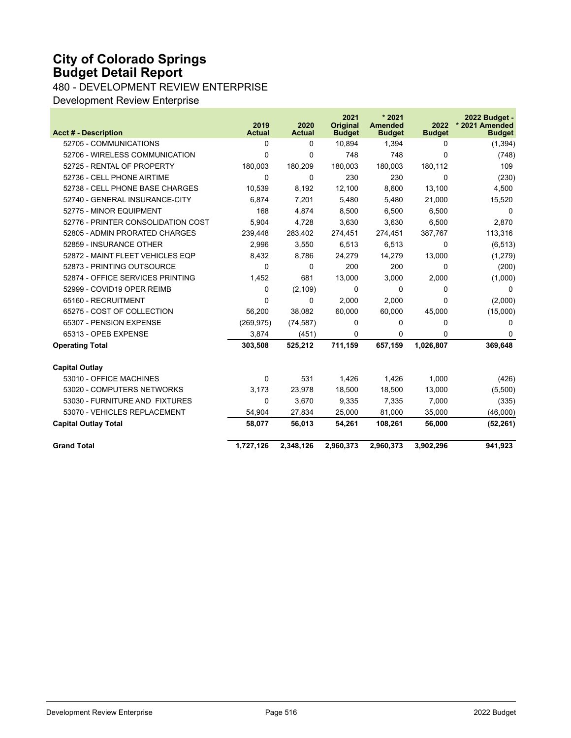# City of Colorado Springs
# Budget Detail Report

480 - DEVELOPMENT REVIEW ENTERPRISE

Development Review Enterprise

| Acct # - Description | 2019 Actual | 2020 Actual | 2021 Original Budget | * 2021 Amended Budget | 2022 Budget | 2022 Budget - * 2021 Amended Budget |
|---|---|---|---|---|---|---|
| 52705 - COMMUNICATIONS | 0 | 0 | 10,894 | 1,394 | 0 | (1,394) |
| 52706 - WIRELESS COMMUNICATION | 0 | 0 | 748 | 748 | 0 | (748) |
| 52725 - RENTAL OF PROPERTY | 180,003 | 180,209 | 180,003 | 180,003 | 180,112 | 109 |
| 52736 - CELL PHONE AIRTIME | 0 | 0 | 230 | 230 | 0 | (230) |
| 52738 - CELL PHONE BASE CHARGES | 10,539 | 8,192 | 12,100 | 8,600 | 13,100 | 4,500 |
| 52740 - GENERAL INSURANCE-CITY | 6,874 | 7,201 | 5,480 | 5,480 | 21,000 | 15,520 |
| 52775 - MINOR EQUIPMENT | 168 | 4,874 | 8,500 | 6,500 | 6,500 | 0 |
| 52776 - PRINTER CONSOLIDATION COST | 5,904 | 4,728 | 3,630 | 3,630 | 6,500 | 2,870 |
| 52805 - ADMIN PRORATED CHARGES | 239,448 | 283,402 | 274,451 | 274,451 | 387,767 | 113,316 |
| 52859 - INSURANCE OTHER | 2,996 | 3,550 | 6,513 | 6,513 | 0 | (6,513) |
| 52872 - MAINT FLEET VEHICLES EQP | 8,432 | 8,786 | 24,279 | 14,279 | 13,000 | (1,279) |
| 52873 - PRINTING OUTSOURCE | 0 | 0 | 200 | 200 | 0 | (200) |
| 52874 - OFFICE SERVICES PRINTING | 1,452 | 681 | 13,000 | 3,000 | 2,000 | (1,000) |
| 52999 - COVID19 OPER REIMB | 0 | (2,109) | 0 | 0 | 0 | 0 |
| 65160 - RECRUITMENT | 0 | 0 | 2,000 | 2,000 | 0 | (2,000) |
| 65275 - COST OF COLLECTION | 56,200 | 38,082 | 60,000 | 60,000 | 45,000 | (15,000) |
| 65307 - PENSION EXPENSE | (269,975) | (74,587) | 0 | 0 | 0 | 0 |
| 65313 - OPEB EXPENSE | 3,874 | (451) | 0 | 0 | 0 | 0 |
| **Operating Total** | **303,508** | **525,212** | **711,159** | **657,159** | **1,026,807** | **369,648** |
| **Capital Outlay** | | | | | | |
| 53010 - OFFICE MACHINES | 0 | 531 | 1,426 | 1,426 | 1,000 | (426) |
| 53020 - COMPUTERS NETWORKS | 3,173 | 23,978 | 18,500 | 18,500 | 13,000 | (5,500) |
| 53030 - FURNITURE AND FIXTURES | 0 | 3,670 | 9,335 | 7,335 | 7,000 | (335) |
| 53070 - VEHICLES REPLACEMENT | 54,904 | 27,834 | 25,000 | 81,000 | 35,000 | (46,000) |
| **Capital Outlay Total** | **58,077** | **56,013** | **54,261** | **108,261** | **56,000** | **(52,261)** |
| **Grand Total** | **1,727,126** | **2,348,126** | **2,960,373** | **2,960,373** | **3,902,296** | **941,923** |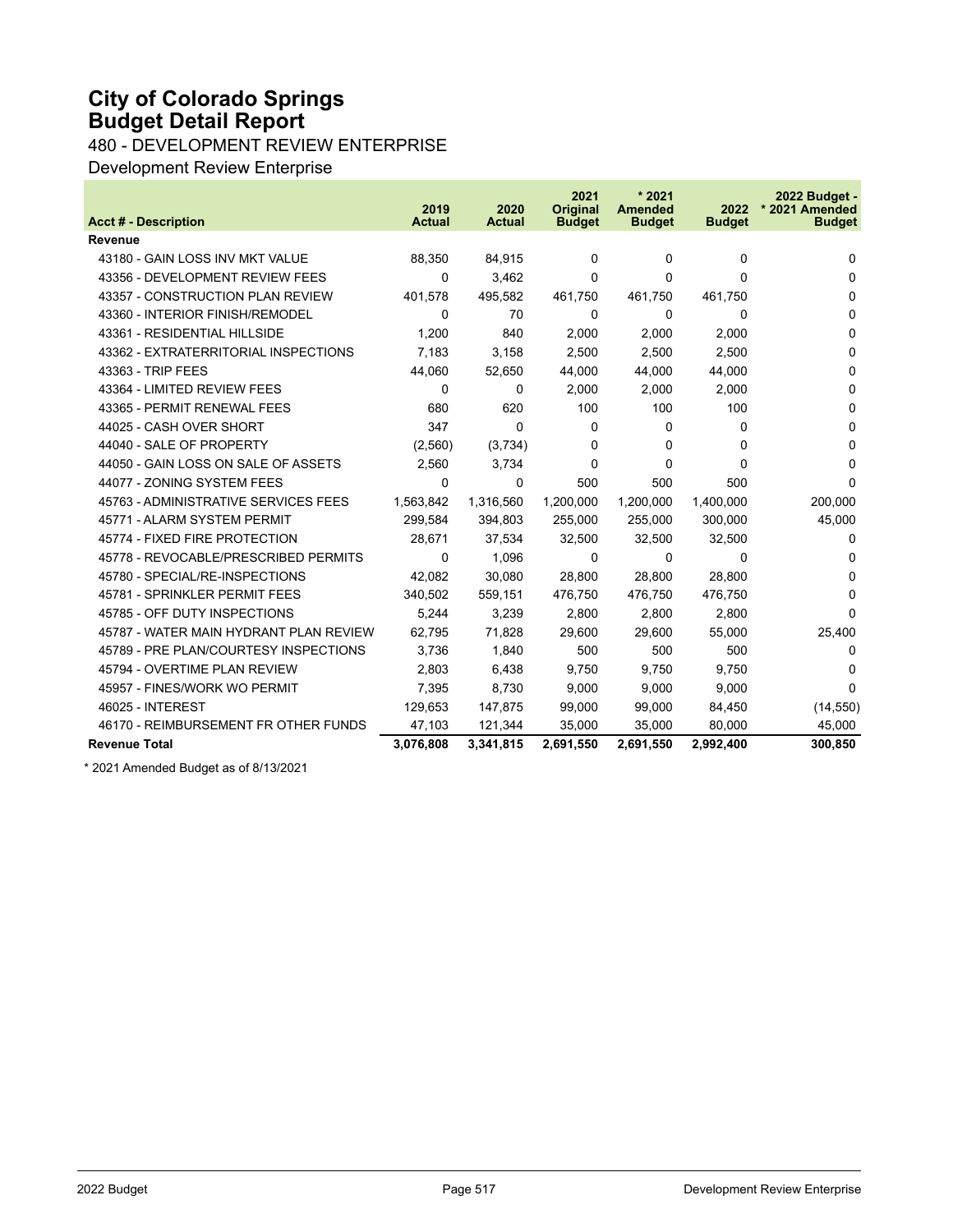# City of Colorado Springs
# Budget Detail Report

480 - DEVELOPMENT REVIEW ENTERPRISE

Development Review Enterprise

| Acct # - Description | 2019 Actual | 2020 Actual | 2021 Original Budget | * 2021 Amended Budget | 2022 Budget | 2022 Budget - * 2021 Amended Budget |
|---|---|---|---|---|---|---|
| **Revenue** | | | | | | |
| 43180 - GAIN LOSS INV MKT VALUE | 88,350 | 84,915 | 0 | 0 | 0 | 0 |
| 43356 - DEVELOPMENT REVIEW FEES | 0 | 3,462 | 0 | 0 | 0 | 0 |
| 43357 - CONSTRUCTION PLAN REVIEW | 401,578 | 495,582 | 461,750 | 461,750 | 461,750 | 0 |
| 43360 - INTERIOR FINISH/REMODEL | 0 | 70 | 0 | 0 | 0 | 0 |
| 43361 - RESIDENTIAL HILLSIDE | 1,200 | 840 | 2,000 | 2,000 | 2,000 | 0 |
| 43362 - EXTRATERRITORIAL INSPECTIONS | 7,183 | 3,158 | 2,500 | 2,500 | 2,500 | 0 |
| 43363 - TRIP FEES | 44,060 | 52,650 | 44,000 | 44,000 | 44,000 | 0 |
| 43364 - LIMITED REVIEW FEES | 0 | 0 | 2,000 | 2,000 | 2,000 | 0 |
| 43365 - PERMIT RENEWAL FEES | 680 | 620 | 100 | 100 | 100 | 0 |
| 44025 - CASH OVER SHORT | 347 | 0 | 0 | 0 | 0 | 0 |
| 44040 - SALE OF PROPERTY | (2,560) | (3,734) | 0 | 0 | 0 | 0 |
| 44050 - GAIN LOSS ON SALE OF ASSETS | 2,560 | 3,734 | 0 | 0 | 0 | 0 |
| 44077 - ZONING SYSTEM FEES | 0 | 0 | 500 | 500 | 500 | 0 |
| 45763 - ADMINISTRATIVE SERVICES FEES | 1,563,842 | 1,316,560 | 1,200,000 | 1,200,000 | 1,400,000 | 200,000 |
| 45771 - ALARM SYSTEM PERMIT | 299,584 | 394,803 | 255,000 | 255,000 | 300,000 | 45,000 |
| 45774 - FIXED FIRE PROTECTION | 28,671 | 37,534 | 32,500 | 32,500 | 32,500 | 0 |
| 45778 - REVOCABLE/PRESCRIBED PERMITS | 0 | 1,096 | 0 | 0 | 0 | 0 |
| 45780 - SPECIAL/RE-INSPECTIONS | 42,082 | 30,080 | 28,800 | 28,800 | 28,800 | 0 |
| 45781 - SPRINKLER PERMIT FEES | 340,502 | 559,151 | 476,750 | 476,750 | 476,750 | 0 |
| 45785 - OFF DUTY INSPECTIONS | 5,244 | 3,239 | 2,800 | 2,800 | 2,800 | 0 |
| 45787 - WATER MAIN HYDRANT PLAN REVIEW | 62,795 | 71,828 | 29,600 | 29,600 | 55,000 | 25,400 |
| 45789 - PRE PLAN/COURTESY INSPECTIONS | 3,736 | 1,840 | 500 | 500 | 500 | 0 |
| 45794 - OVERTIME PLAN REVIEW | 2,803 | 6,438 | 9,750 | 9,750 | 9,750 | 0 |
| 45957 - FINES/WORK WO PERMIT | 7,395 | 8,730 | 9,000 | 9,000 | 9,000 | 0 |
| 46025 - INTEREST | 129,653 | 147,875 | 99,000 | 99,000 | 84,450 | (14,550) |
| 46170 - REIMBURSEMENT FR OTHER FUNDS | 47,103 | 121,344 | 35,000 | 35,000 | 80,000 | 45,000 |
| **Revenue Total** | **3,076,808** | **3,341,815** | **2,691,550** | **2,691,550** | **2,992,400** | **300,850** |

* 2021 Amended Budget as of 8/13/2021